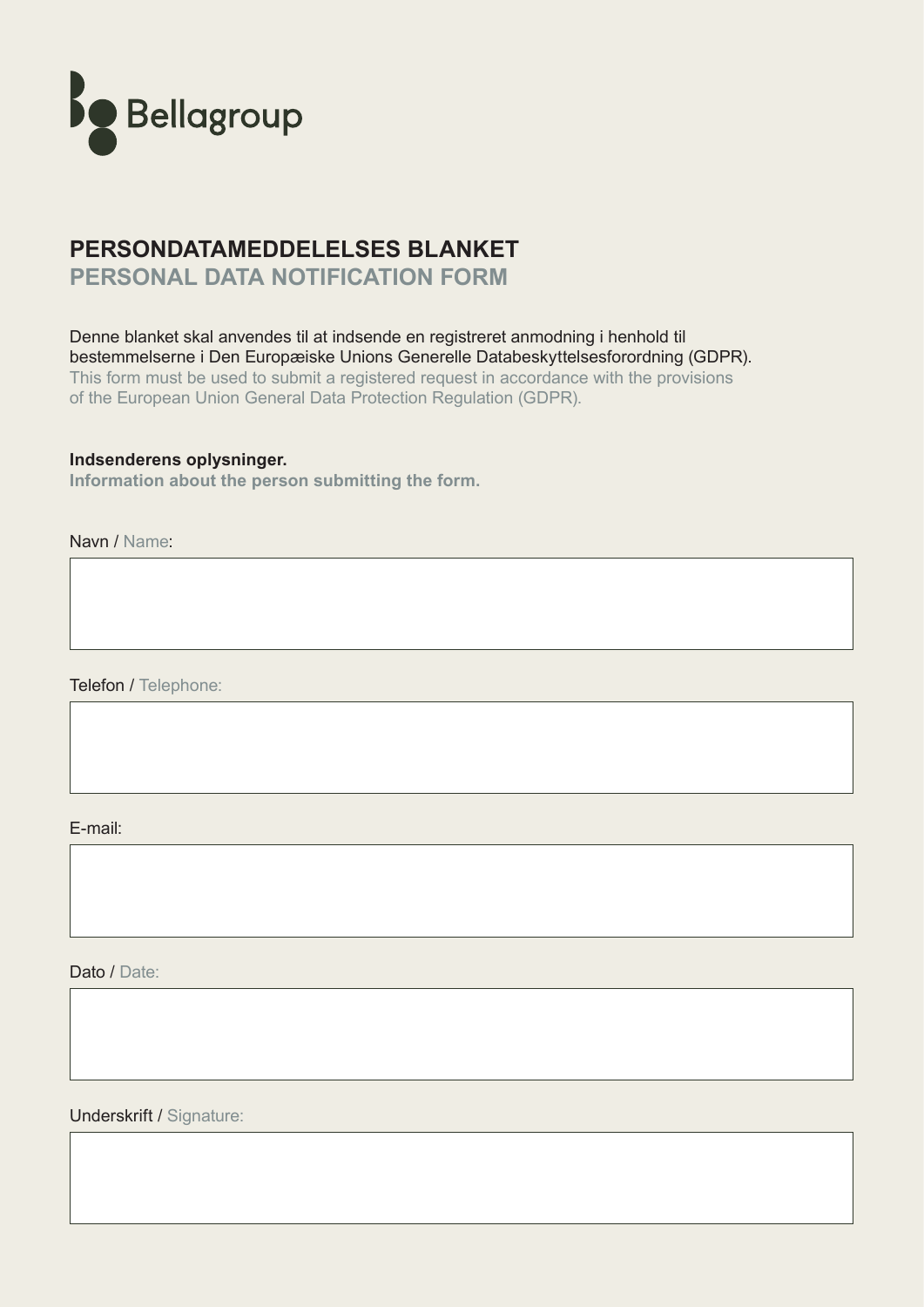Bellagroup

# PERSONDATAMEDDELELSES BLANKET
## PERSONAL DATA NOTIFICATION FORM

Denne blanket skal anvendes til at indsende en registreret anmodning i henhold til bestemmelserne i Den Europæiske Unions Generelle Databeskyttelsesforordning (GDPR).
This form must be used to submit a registered request in accordance with the provisions of the European Union General Data Protection Regulation (GDPR).

**Indsenderens oplysninger.**
**Information about the person submitting the form.**

Navn / Name:

Telefon / Telephone:

E-mail:

Dato / Date:

Underskrift / Signature: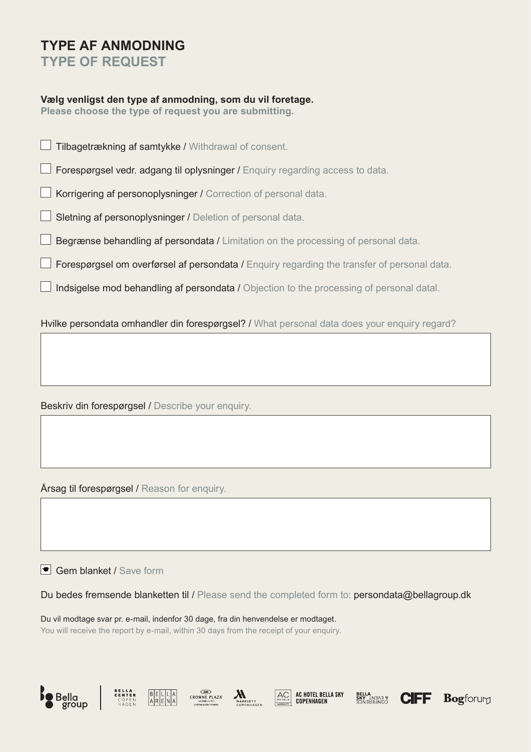# TYPE AF ANMODNING
## TYPE OF REQUEST

**Vælg venligst den type af anmodning, som du vil foretage.**
**Please choose the type of request you are submitting.**

- [ ] Tilbagetrækning af samtykke / Withdrawal of consent.
- [ ] Forespørgsel vedr. adgang til oplysninger / Enquiry regarding access to data.
- [ ] Korrigering af personoplysninger / Correction of personal data.
- [ ] Sletning af personoplysninger / Deletion of personal data.
- [ ] Begrænse behandling af persondata / Limitation on the processing of personal data.
- [ ] Forespørgsel om overførsel af persondata / Enquiry regarding the transfer of personal data.
- [ ] Indsigelse mod behandling af persondata / Objection to the processing of personal datal.

Hvilke persondata omhandler din forespørgsel? / What personal data does your enquiry regard?

Beskriv din forespørgsel / Describe your enquiry.

Årsag til forespørgsel / Reason for enquiry.

Gem blanket / Save form

Du bedes fremsende blanketten til / Please send the completed form to: persondata@bellagroup.dk

Du vil modtage svar pr. e-mail, indenfor 30 dage, fra din henvendelse er modtaget.
You will receive the report by e-mail, within 30 days from the receipt of your enquiry.